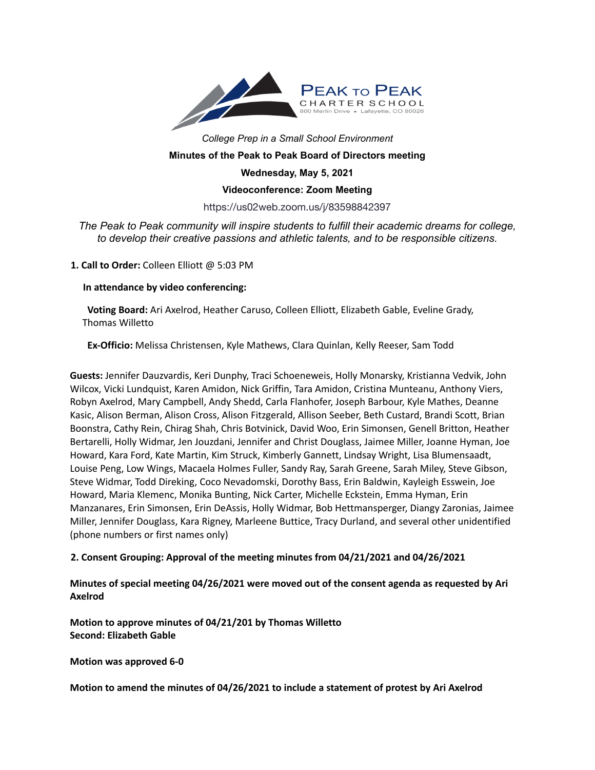PEAK TO PEAK CHARTER SCHOOL
800 Merlin Drive • Lafayette, CO 80026

*College Prep in a Small School Environment*

**Minutes of the Peak to Peak Board of Directors meeting**

**Wednesday, May 5, 2021**

**Videoconference: Zoom Meeting**

https://us02web.zoom.us/j/83598842397

*The Peak to Peak community will inspire students to fulfill their academic dreams for college, to develop their creative passions and athletic talents, and to be responsible citizens.*

**1. Call to Order:** Colleen Elliott @ 5:03 PM

**In attendance by video conferencing:**

**Voting Board:** Ari Axelrod, Heather Caruso, Colleen Elliott, Elizabeth Gable, Eveline Grady, Thomas Willetto

**Ex-Officio:** Melissa Christensen, Kyle Mathews, Clara Quinlan, Kelly Reeser, Sam Todd

**Guests:** Jennifer Dauzvardis, Keri Dunphy, Traci Schoeneweis, Holly Monarsky, Kristianna Vedvik, John Wilcox, Vicki Lundquist, Karen Amidon, Nick Griffin, Tara Amidon, Cristina Munteanu, Anthony Viers, Robyn Axelrod, Mary Campbell, Andy Shedd, Carla Flanhofer, Joseph Barbour, Kyle Mathes, Deanne Kasic, Alison Berman, Alison Cross, Alison Fitzgerald, Allison Seeber, Beth Custard, Brandi Scott, Brian Boonstra, Cathy Rein, Chirag Shah, Chris Botvinick, David Woo, Erin Simonsen, Genell Britton, Heather Bertarelli, Holly Widmar, Jen Jouzdani, Jennifer and Christ Douglass, Jaimee Miller, Joanne Hyman, Joe Howard, Kara Ford, Kate Martin, Kim Struck, Kimberly Gannett, Lindsay Wright, Lisa Blumensaadt, Louise Peng, Low Wings, Macaela Holmes Fuller, Sandy Ray, Sarah Greene, Sarah Miley, Steve Gibson, Steve Widmar, Todd Direking, Coco Nevadomski, Dorothy Bass, Erin Baldwin, Kayleigh Esswein, Joe Howard, Maria Klemenc, Monika Bunting, Nick Carter, Michelle Eckstein, Emma Hyman, Erin Manzanares, Erin Simonsen, Erin DeAssis, Holly Widmar, Bob Hettmansperger, Diangy Zaronias, Jaimee Miller, Jennifer Douglass, Kara Rigney, Marleene Buttice, Tracy Durland, and several other unidentified (phone numbers or first names only)

**2. Consent Grouping: Approval of the meeting minutes from 04/21/2021 and 04/26/2021**

**Minutes of special meeting 04/26/2021 were moved out of the consent agenda as requested by Ari Axelrod**

**Motion to approve minutes of 04/21/201 by Thomas Willetto**
**Second: Elizabeth Gable**

**Motion was approved 6-0**

**Motion to amend the minutes of 04/26/2021 to include a statement of protest by Ari Axelrod**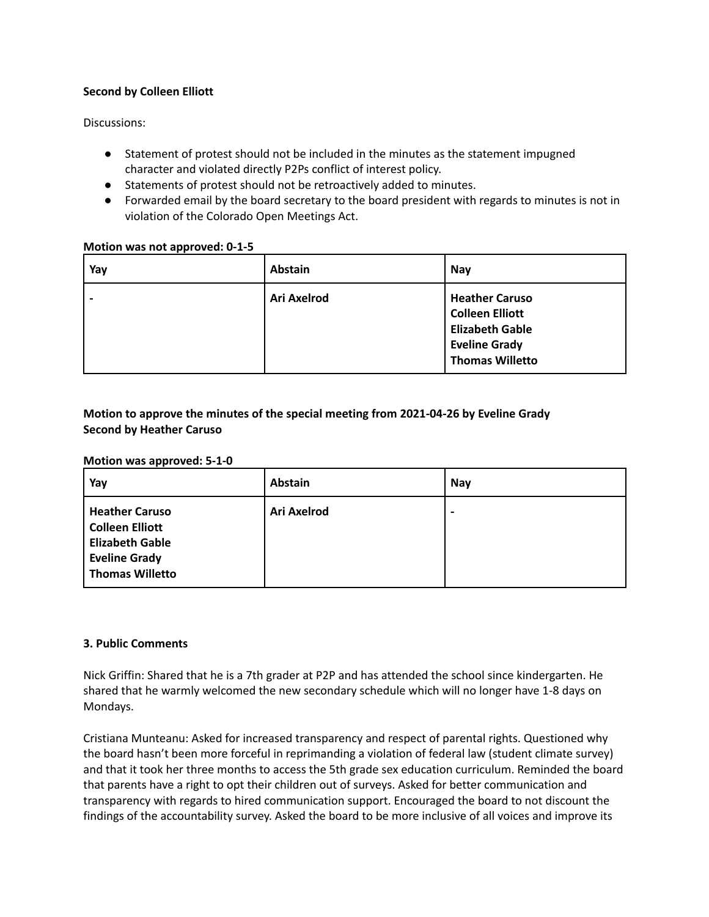**Second by Colleen Elliott**

Discussions:

- Statement of protest should not be included in the minutes as the statement impugned character and violated directly P2Ps conflict of interest policy.
- Statements of protest should not be retroactively added to minutes.
- Forwarded email by the board secretary to the board president with regards to minutes is not in violation of the Colorado Open Meetings Act.

**Motion was not approved: 0-1-5**

| Yay | Abstain | Nay |
|---|---|---|
| - | **Ari Axelrod** | **Heather Caruso**<br>**Colleen Elliott**<br>**Elizabeth Gable**<br>**Eveline Grady**<br>**Thomas Willetto** |

**Motion to approve the minutes of the special meeting from 2021-04-26 by Eveline Grady**
**Second by Heather Caruso**

**Motion was approved: 5-1-0**

| Yay | Abstain | Nay |
|---|---|---|
| **Heather Caruso**<br>**Colleen Elliott**<br>**Elizabeth Gable**<br>**Eveline Grady**<br>**Thomas Willetto** | **Ari Axelrod** | - |

**3. Public Comments**

Nick Griffin: Shared that he is a 7th grader at P2P and has attended the school since kindergarten. He shared that he warmly welcomed the new secondary schedule which will no longer have 1-8 days on Mondays.

Cristiana Munteanu: Asked for increased transparency and respect of parental rights. Questioned why the board hasn't been more forceful in reprimanding a violation of federal law (student climate survey) and that it took her three months to access the 5th grade sex education curriculum. Reminded the board that parents have a right to opt their children out of surveys. Asked for better communication and transparency with regards to hired communication support. Encouraged the board to not discount the findings of the accountability survey. Asked the board to be more inclusive of all voices and improve its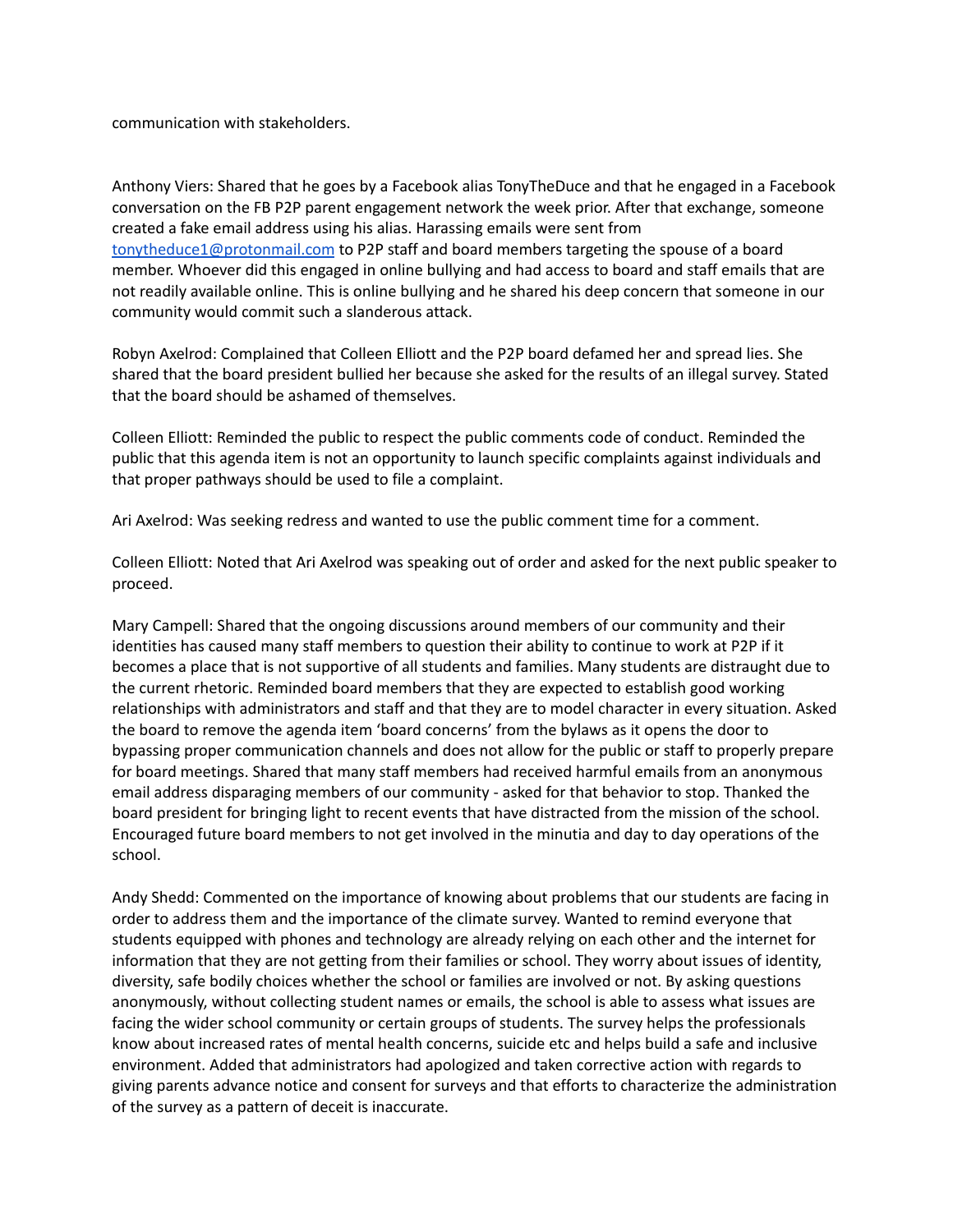communication with stakeholders.

Anthony Viers: Shared that he goes by a Facebook alias TonyTheDuce and that he engaged in a Facebook conversation on the FB P2P parent engagement network the week prior. After that exchange, someone created a fake email address using his alias. Harassing emails were sent from tonytheduce1@protonmail.com to P2P staff and board members targeting the spouse of a board member. Whoever did this engaged in online bullying and had access to board and staff emails that are not readily available online. This is online bullying and he shared his deep concern that someone in our community would commit such a slanderous attack.

Robyn Axelrod: Complained that Colleen Elliott and the P2P board defamed her and spread lies. She shared that the board president bullied her because she asked for the results of an illegal survey. Stated that the board should be ashamed of themselves.

Colleen Elliott: Reminded the public to respect the public comments code of conduct. Reminded the public that this agenda item is not an opportunity to launch specific complaints against individuals and that proper pathways should be used to file a complaint.

Ari Axelrod: Was seeking redress and wanted to use the public comment time for a comment.

Colleen Elliott: Noted that Ari Axelrod was speaking out of order and asked for the next public speaker to proceed.

Mary Campell: Shared that the ongoing discussions around members of our community and their identities has caused many staff members to question their ability to continue to work at P2P if it becomes a place that is not supportive of all students and families. Many students are distraught due to the current rhetoric. Reminded board members that they are expected to establish good working relationships with administrators and staff and that they are to model character in every situation. Asked the board to remove the agenda item 'board concerns' from the bylaws as it opens the door to bypassing proper communication channels and does not allow for the public or staff to properly prepare for board meetings. Shared that many staff members had received harmful emails from an anonymous email address disparaging members of our community - asked for that behavior to stop. Thanked the board president for bringing light to recent events that have distracted from the mission of the school. Encouraged future board members to not get involved in the minutia and day to day operations of the school.

Andy Shedd: Commented on the importance of knowing about problems that our students are facing in order to address them and the importance of the climate survey. Wanted to remind everyone that students equipped with phones and technology are already relying on each other and the internet for information that they are not getting from their families or school. They worry about issues of identity, diversity, safe bodily choices whether the school or families are involved or not. By asking questions anonymously, without collecting student names or emails, the school is able to assess what issues are facing the wider school community or certain groups of students. The survey helps the professionals know about increased rates of mental health concerns, suicide etc and helps build a safe and inclusive environment. Added that administrators had apologized and taken corrective action with regards to giving parents advance notice and consent for surveys and that efforts to characterize the administration of the survey as a pattern of deceit is inaccurate.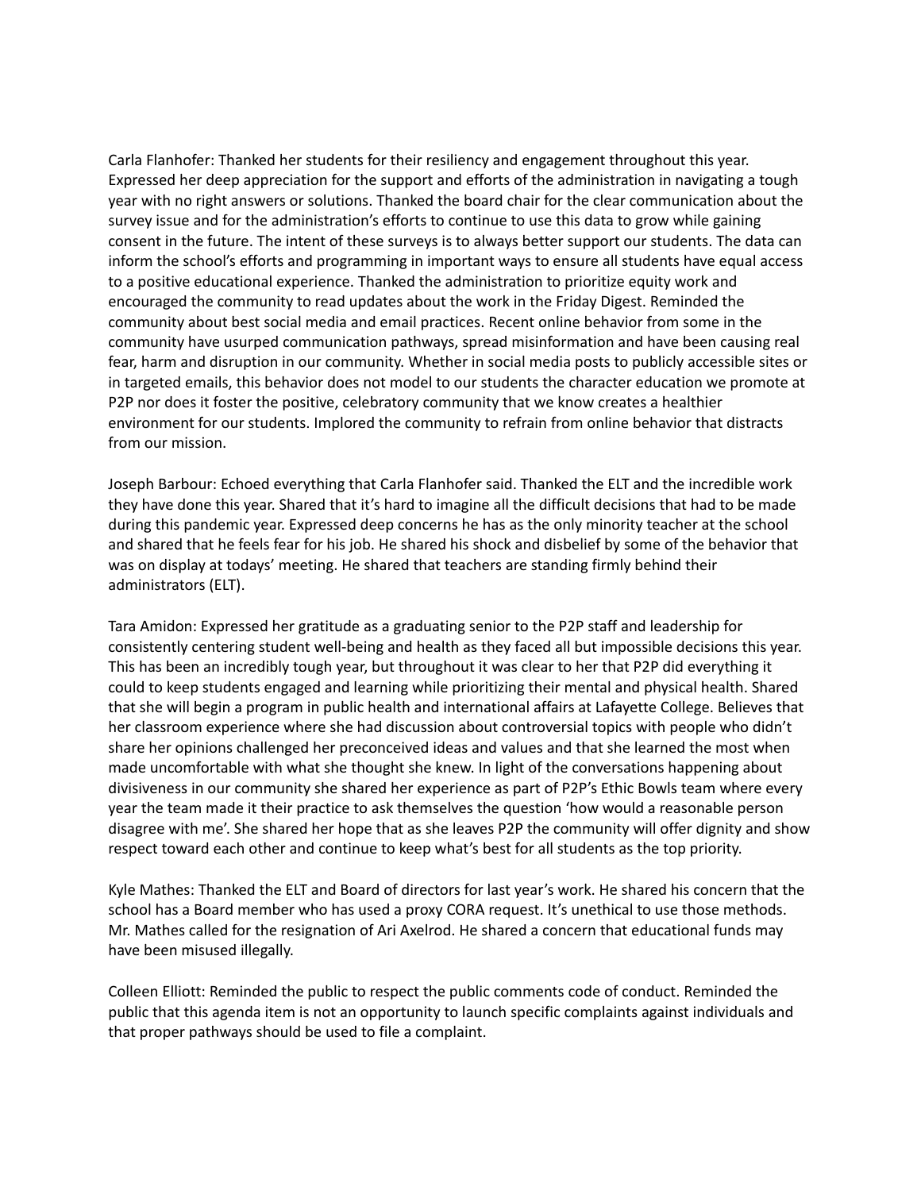Carla Flanhofer: Thanked her students for their resiliency and engagement throughout this year. Expressed her deep appreciation for the support and efforts of the administration in navigating a tough year with no right answers or solutions. Thanked the board chair for the clear communication about the survey issue and for the administration's efforts to continue to use this data to grow while gaining consent in the future. The intent of these surveys is to always better support our students. The data can inform the school's efforts and programming in important ways to ensure all students have equal access to a positive educational experience. Thanked the administration to prioritize equity work and encouraged the community to read updates about the work in the Friday Digest. Reminded the community about best social media and email practices. Recent online behavior from some in the community have usurped communication pathways, spread misinformation and have been causing real fear, harm and disruption in our community. Whether in social media posts to publicly accessible sites or in targeted emails, this behavior does not model to our students the character education we promote at P2P nor does it foster the positive, celebratory community that we know creates a healthier environment for our students. Implored the community to refrain from online behavior that distracts from our mission.

Joseph Barbour: Echoed everything that Carla Flanhofer said. Thanked the ELT and the incredible work they have done this year. Shared that it's hard to imagine all the difficult decisions that had to be made during this pandemic year. Expressed deep concerns he has as the only minority teacher at the school and shared that he feels fear for his job. He shared his shock and disbelief by some of the behavior that was on display at todays' meeting. He shared that teachers are standing firmly behind their administrators (ELT).

Tara Amidon: Expressed her gratitude as a graduating senior to the P2P staff and leadership for consistently centering student well-being and health as they faced all but impossible decisions this year. This has been an incredibly tough year, but throughout it was clear to her that P2P did everything it could to keep students engaged and learning while prioritizing their mental and physical health. Shared that she will begin a program in public health and international affairs at Lafayette College. Believes that her classroom experience where she had discussion about controversial topics with people who didn't share her opinions challenged her preconceived ideas and values and that she learned the most when made uncomfortable with what she thought she knew. In light of the conversations happening about divisiveness in our community she shared her experience as part of P2P's Ethic Bowls team where every year the team made it their practice to ask themselves the question 'how would a reasonable person disagree with me'. She shared her hope that as she leaves P2P the community will offer dignity and show respect toward each other and continue to keep what's best for all students as the top priority.

Kyle Mathes: Thanked the ELT and Board of directors for last year's work. He shared his concern that the school has a Board member who has used a proxy CORA request. It's unethical to use those methods. Mr. Mathes called for the resignation of Ari Axelrod. He shared a concern that educational funds may have been misused illegally.

Colleen Elliott: Reminded the public to respect the public comments code of conduct. Reminded the public that this agenda item is not an opportunity to launch specific complaints against individuals and that proper pathways should be used to file a complaint.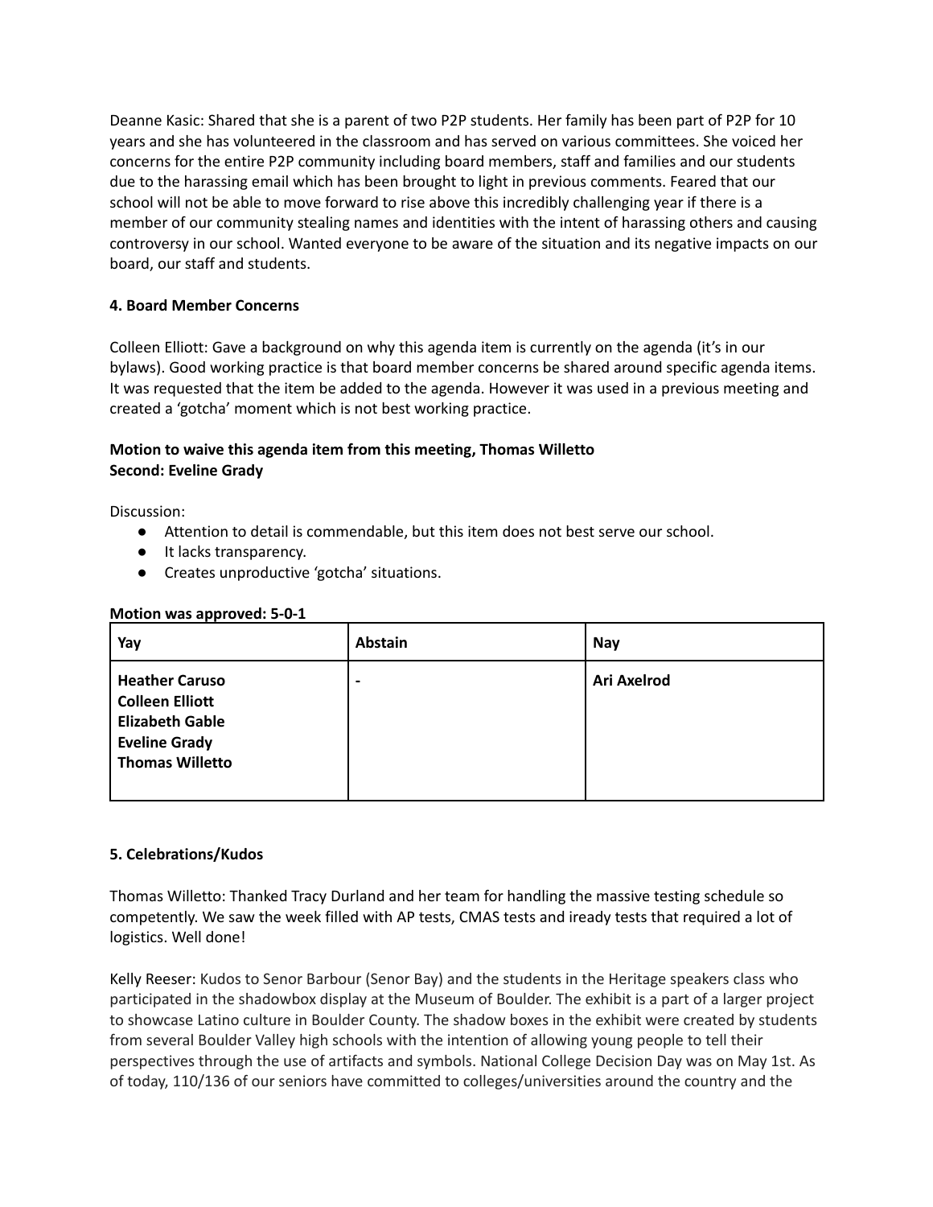Deanne Kasic: Shared that she is a parent of two P2P students. Her family has been part of P2P for 10 years and she has volunteered in the classroom and has served on various committees. She voiced her concerns for the entire P2P community including board members, staff and families and our students due to the harassing email which has been brought to light in previous comments. Feared that our school will not be able to move forward to rise above this incredibly challenging year if there is a member of our community stealing names and identities with the intent of harassing others and causing controversy in our school. Wanted everyone to be aware of the situation and its negative impacts on our board, our staff and students.

**4. Board Member Concerns**

Colleen Elliott: Gave a background on why this agenda item is currently on the agenda (it's in our bylaws). Good working practice is that board member concerns be shared around specific agenda items. It was requested that the item be added to the agenda. However it was used in a previous meeting and created a 'gotcha' moment which is not best working practice.

**Motion to waive this agenda item from this meeting, Thomas Willetto**
**Second: Eveline Grady**

Discussion:

- Attention to detail is commendable, but this item does not best serve our school.
- It lacks transparency.
- Creates unproductive 'gotcha' situations.

**Motion was approved: 5-0-1**

| Yay | Abstain | Nay |
|---|---|---|
| **Heather Caruso**<br>**Colleen Elliott**<br>**Elizabeth Gable**<br>**Eveline Grady**<br>**Thomas Willetto** | **-** | **Ari Axelrod** |

**5. Celebrations/Kudos**

Thomas Willetto: Thanked Tracy Durland and her team for handling the massive testing schedule so competently. We saw the week filled with AP tests, CMAS tests and iready tests that required a lot of logistics. Well done!

Kelly Reeser: Kudos to Senor Barbour (Senor Bay) and the students in the Heritage speakers class who participated in the shadowbox display at the Museum of Boulder. The exhibit is a part of a larger project to showcase Latino culture in Boulder County. The shadow boxes in the exhibit were created by students from several Boulder Valley high schools with the intention of allowing young people to tell their perspectives through the use of artifacts and symbols. National College Decision Day was on May 1st. As of today, 110/136 of our seniors have committed to colleges/universities around the country and the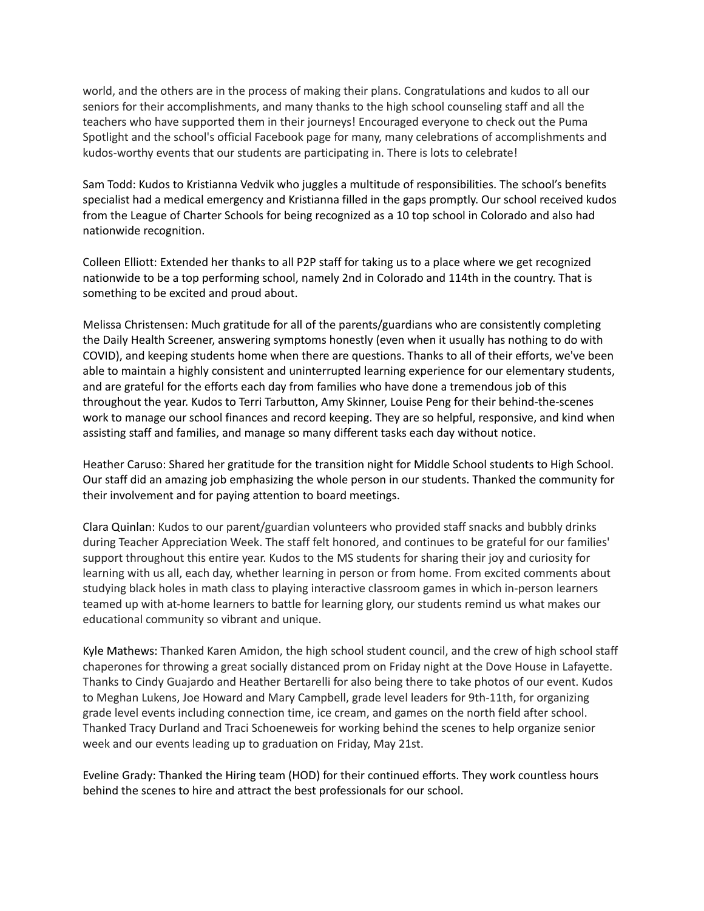world, and the others are in the process of making their plans. Congratulations and kudos to all our seniors for their accomplishments, and many thanks to the high school counseling staff and all the teachers who have supported them in their journeys! Encouraged everyone to check out the Puma Spotlight and the school's official Facebook page for many, many celebrations of accomplishments and kudos-worthy events that our students are participating in. There is lots to celebrate!

Sam Todd: Kudos to Kristianna Vedvik who juggles a multitude of responsibilities. The school's benefits specialist had a medical emergency and Kristianna filled in the gaps promptly. Our school received kudos from the League of Charter Schools for being recognized as a 10 top school in Colorado and also had nationwide recognition.

Colleen Elliott: Extended her thanks to all P2P staff for taking us to a place where we get recognized nationwide to be a top performing school, namely 2nd in Colorado and 114th in the country. That is something to be excited and proud about.

Melissa Christensen: Much gratitude for all of the parents/guardians who are consistently completing the Daily Health Screener, answering symptoms honestly (even when it usually has nothing to do with COVID), and keeping students home when there are questions. Thanks to all of their efforts, we've been able to maintain a highly consistent and uninterrupted learning experience for our elementary students, and are grateful for the efforts each day from families who have done a tremendous job of this throughout the year. Kudos to Terri Tarbutton, Amy Skinner, Louise Peng for their behind-the-scenes work to manage our school finances and record keeping. They are so helpful, responsive, and kind when assisting staff and families, and manage so many different tasks each day without notice.

Heather Caruso: Shared her gratitude for the transition night for Middle School students to High School. Our staff did an amazing job emphasizing the whole person in our students. Thanked the community for their involvement and for paying attention to board meetings.

Clara Quinlan: Kudos to our parent/guardian volunteers who provided staff snacks and bubbly drinks during Teacher Appreciation Week. The staff felt honored, and continues to be grateful for our families' support throughout this entire year. Kudos to the MS students for sharing their joy and curiosity for learning with us all, each day, whether learning in person or from home. From excited comments about studying black holes in math class to playing interactive classroom games in which in-person learners teamed up with at-home learners to battle for learning glory, our students remind us what makes our educational community so vibrant and unique.

Kyle Mathews: Thanked Karen Amidon, the high school student council, and the crew of high school staff chaperones for throwing a great socially distanced prom on Friday night at the Dove House in Lafayette. Thanks to Cindy Guajardo and Heather Bertarelli for also being there to take photos of our event. Kudos to Meghan Lukens, Joe Howard and Mary Campbell, grade level leaders for 9th-11th, for organizing grade level events including connection time, ice cream, and games on the north field after school. Thanked Tracy Durland and Traci Schoeneweis for working behind the scenes to help organize senior week and our events leading up to graduation on Friday, May 21st.

Eveline Grady: Thanked the Hiring team (HOD) for their continued efforts. They work countless hours behind the scenes to hire and attract the best professionals for our school.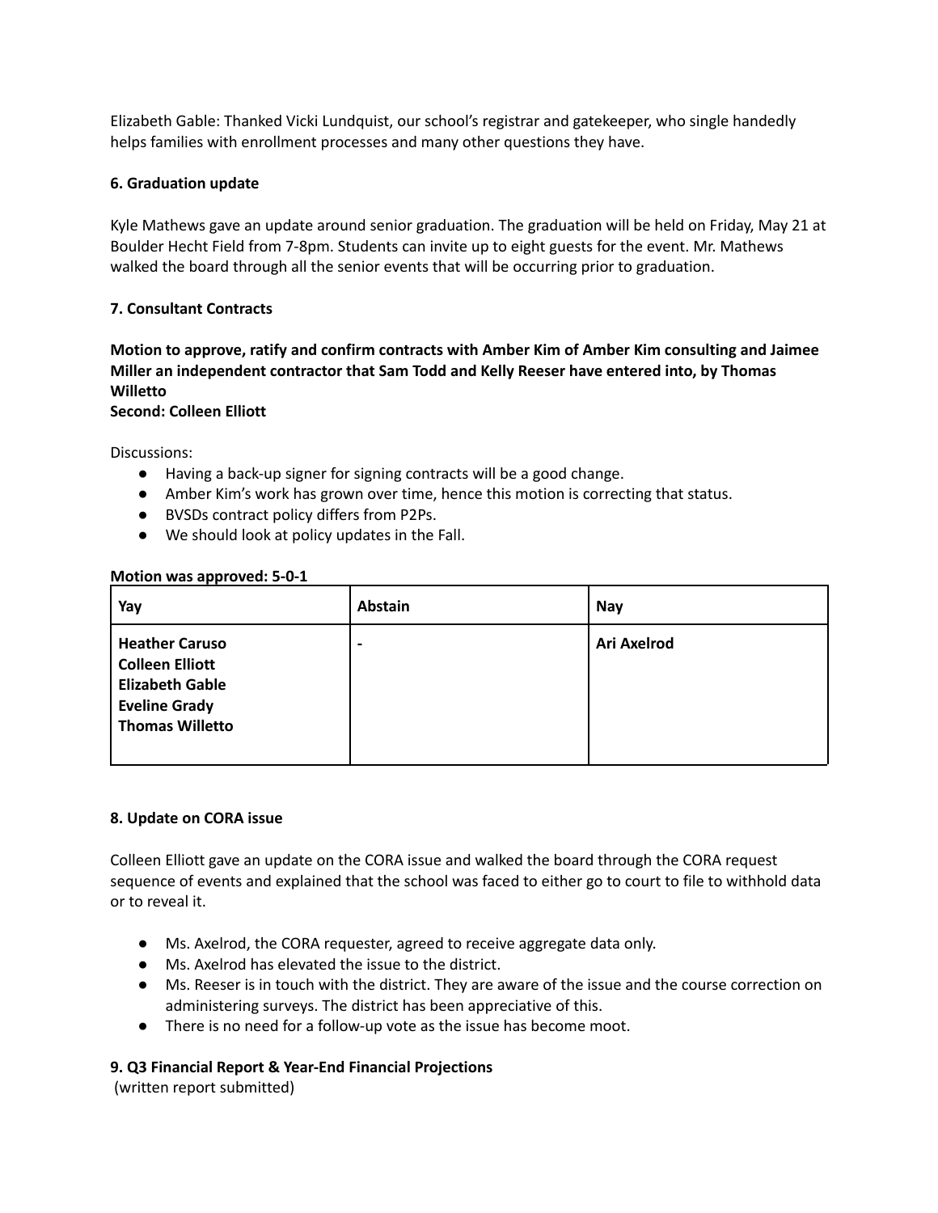Elizabeth Gable: Thanked Vicki Lundquist, our school's registrar and gatekeeper, who single handedly helps families with enrollment processes and many other questions they have.

**6. Graduation update**

Kyle Mathews gave an update around senior graduation. The graduation will be held on Friday, May 21 at Boulder Hecht Field from 7-8pm. Students can invite up to eight guests for the event. Mr. Mathews walked the board through all the senior events that will be occurring prior to graduation.

**7. Consultant Contracts**

**Motion to approve, ratify and confirm contracts with Amber Kim of Amber Kim consulting and Jaimee Miller an independent contractor that Sam Todd and Kelly Reeser have entered into, by Thomas Willetto**
**Second: Colleen Elliott**

Discussions:

- Having a back-up signer for signing contracts will be a good change.
- Amber Kim's work has grown over time, hence this motion is correcting that status.
- BVSDs contract policy differs from P2Ps.
- We should look at policy updates in the Fall.

**Motion was approved: 5-0-1**

| Yay | Abstain | Nay |
|---|---|---|
| **Heather Caruso**<br>**Colleen Elliott**<br>**Elizabeth Gable**<br>**Eveline Grady**<br>**Thomas Willetto** | - | **Ari Axelrod** |

**8. Update on CORA issue**

Colleen Elliott gave an update on the CORA issue and walked the board through the CORA request sequence of events and explained that the school was faced to either go to court to file to withhold data or to reveal it.

- Ms. Axelrod, the CORA requester, agreed to receive aggregate data only.
- Ms. Axelrod has elevated the issue to the district.
- Ms. Reeser is in touch with the district. They are aware of the issue and the course correction on administering surveys. The district has been appreciative of this.
- There is no need for a follow-up vote as the issue has become moot.

**9. Q3 Financial Report & Year-End Financial Projections**
(written report submitted)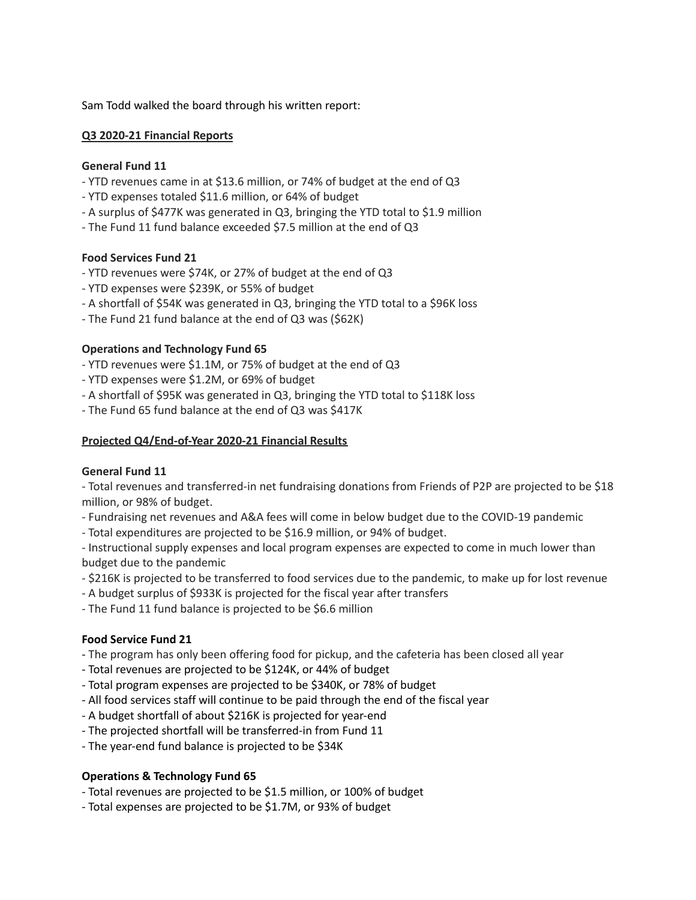Sam Todd walked the board through his written report:

**Q3 2020-21 Financial Reports**

**General Fund 11**

- YTD revenues came in at $13.6 million, or 74% of budget at the end of Q3
- YTD expenses totaled $11.6 million, or 64% of budget
- A surplus of $477K was generated in Q3, bringing the YTD total to $1.9 million
- The Fund 11 fund balance exceeded $7.5 million at the end of Q3

**Food Services Fund 21**

- YTD revenues were $74K, or 27% of budget at the end of Q3
- YTD expenses were $239K, or 55% of budget
- A shortfall of $54K was generated in Q3, bringing the YTD total to a $96K loss
- The Fund 21 fund balance at the end of Q3 was ($62K)

**Operations and Technology Fund 65**

- YTD revenues were $1.1M, or 75% of budget at the end of Q3
- YTD expenses were $1.2M, or 69% of budget
- A shortfall of $95K was generated in Q3, bringing the YTD total to $118K loss
- The Fund 65 fund balance at the end of Q3 was $417K

**Projected Q4/End-of-Year 2020-21 Financial Results**

**General Fund 11**

- Total revenues and transferred-in net fundraising donations from Friends of P2P are projected to be $18 million, or 98% of budget.
- Fundraising net revenues and A&A fees will come in below budget due to the COVID-19 pandemic
- Total expenditures are projected to be $16.9 million, or 94% of budget.
- Instructional supply expenses and local program expenses are expected to come in much lower than budget due to the pandemic
- $216K is projected to be transferred to food services due to the pandemic, to make up for lost revenue
- A budget surplus of $933K is projected for the fiscal year after transfers
- The Fund 11 fund balance is projected to be $6.6 million

**Food Service Fund 21**

- The program has only been offering food for pickup, and the cafeteria has been closed all year
- Total revenues are projected to be $124K, or 44% of budget
- Total program expenses are projected to be $340K, or 78% of budget
- All food services staff will continue to be paid through the end of the fiscal year
- A budget shortfall of about $216K is projected for year-end
- The projected shortfall will be transferred-in from Fund 11
- The year-end fund balance is projected to be $34K

**Operations & Technology Fund 65**

- Total revenues are projected to be $1.5 million, or 100% of budget
- Total expenses are projected to be $1.7M, or 93% of budget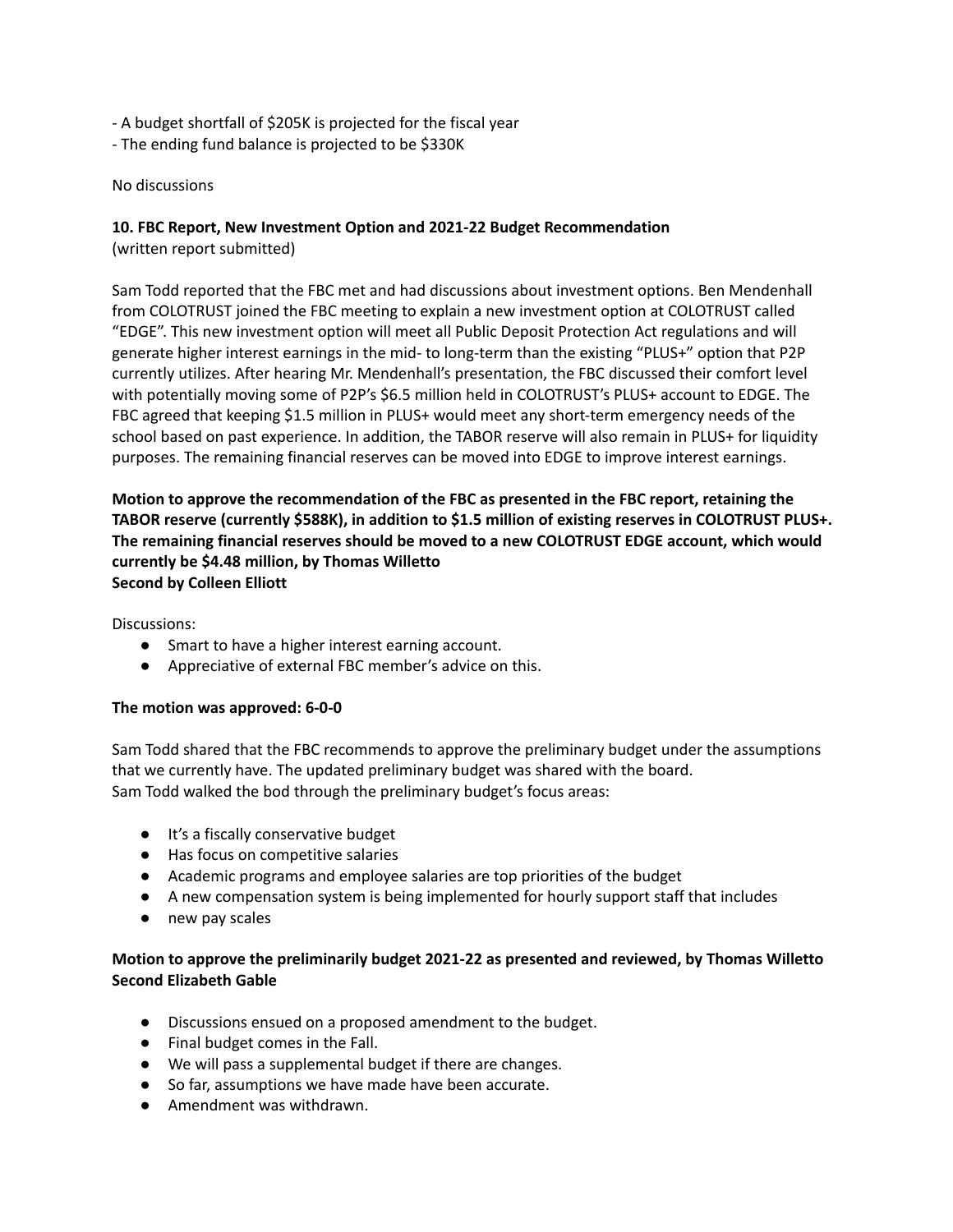- A budget shortfall of $205K is projected for the fiscal year
- The ending fund balance is projected to be $330K

No discussions

**10. FBC Report, New Investment Option and 2021-22 Budget Recommendation**
(written report submitted)

Sam Todd reported that the FBC met and had discussions about investment options. Ben Mendenhall from COLOTRUST joined the FBC meeting to explain a new investment option at COLOTRUST called "EDGE". This new investment option will meet all Public Deposit Protection Act regulations and will generate higher interest earnings in the mid- to long-term than the existing "PLUS+" option that P2P currently utilizes. After hearing Mr. Mendenhall's presentation, the FBC discussed their comfort level with potentially moving some of P2P's $6.5 million held in COLOTRUST's PLUS+ account to EDGE. The FBC agreed that keeping $1.5 million in PLUS+ would meet any short-term emergency needs of the school based on past experience. In addition, the TABOR reserve will also remain in PLUS+ for liquidity purposes. The remaining financial reserves can be moved into EDGE to improve interest earnings.

**Motion to approve the recommendation of the FBC as presented in the FBC report, retaining the TABOR reserve (currently $588K), in addition to $1.5 million of existing reserves in COLOTRUST PLUS+. The remaining financial reserves should be moved to a new COLOTRUST EDGE account, which would currently be $4.48 million, by Thomas Willetto**
**Second by Colleen Elliott**

Discussions:

- Smart to have a higher interest earning account.
- Appreciative of external FBC member's advice on this.

**The motion was approved: 6-0-0**

Sam Todd shared that the FBC recommends to approve the preliminary budget under the assumptions that we currently have. The updated preliminary budget was shared with the board.
Sam Todd walked the bod through the preliminary budget's focus areas:

- It's a fiscally conservative budget
- Has focus on competitive salaries
- Academic programs and employee salaries are top priorities of the budget
- A new compensation system is being implemented for hourly support staff that includes
- new pay scales

**Motion to approve the preliminarily budget 2021-22 as presented and reviewed, by Thomas Willetto**
**Second Elizabeth Gable**

- Discussions ensued on a proposed amendment to the budget.
- Final budget comes in the Fall.
- We will pass a supplemental budget if there are changes.
- So far, assumptions we have made have been accurate.
- Amendment was withdrawn.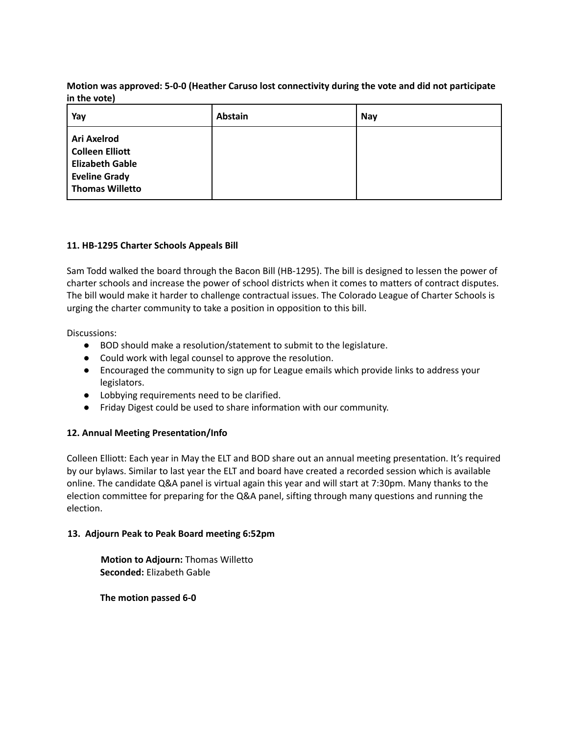**Motion was approved: 5-0-0 (Heather Caruso lost connectivity during the vote and did not participate in the vote)**

| Yay | Abstain | Nay |
|---|---|---|
| **Ari Axelrod**<br>**Colleen Elliott**<br>**Elizabeth Gable**<br>**Eveline Grady**<br>**Thomas Willetto** | | |

### 11. HB-1295 Charter Schools Appeals Bill

Sam Todd walked the board through the Bacon Bill (HB-1295). The bill is designed to lessen the power of charter schools and increase the power of school districts when it comes to matters of contract disputes. The bill would make it harder to challenge contractual issues. The Colorado League of Charter Schools is urging the charter community to take a position in opposition to this bill.

Discussions:

- BOD should make a resolution/statement to submit to the legislature.
- Could work with legal counsel to approve the resolution.
- Encouraged the community to sign up for League emails which provide links to address your legislators.
- Lobbying requirements need to be clarified.
- Friday Digest could be used to share information with our community.

### 12. Annual Meeting Presentation/Info

Colleen Elliott: Each year in May the ELT and BOD share out an annual meeting presentation. It's required by our bylaws. Similar to last year the ELT and board have created a recorded session which is available online. The candidate Q&A panel is virtual again this year and will start at 7:30pm. Many thanks to the election committee for preparing for the Q&A panel, sifting through many questions and running the election.

### 13. Adjourn Peak to Peak Board meeting 6:52pm

**Motion to Adjourn:** Thomas Willetto
**Seconded:** Elizabeth Gable

**The motion passed 6-0**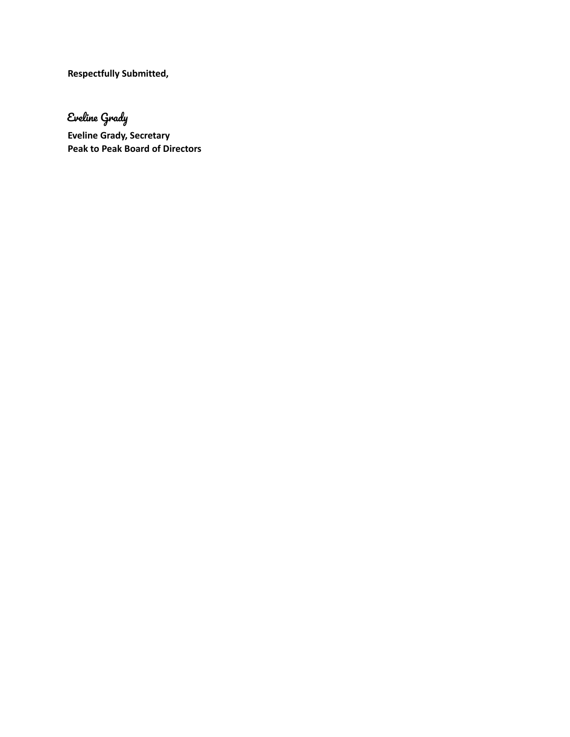**Respectfully Submitted,**

Eveline Grady

**Eveline Grady, Secretary**
**Peak to Peak Board of Directors**